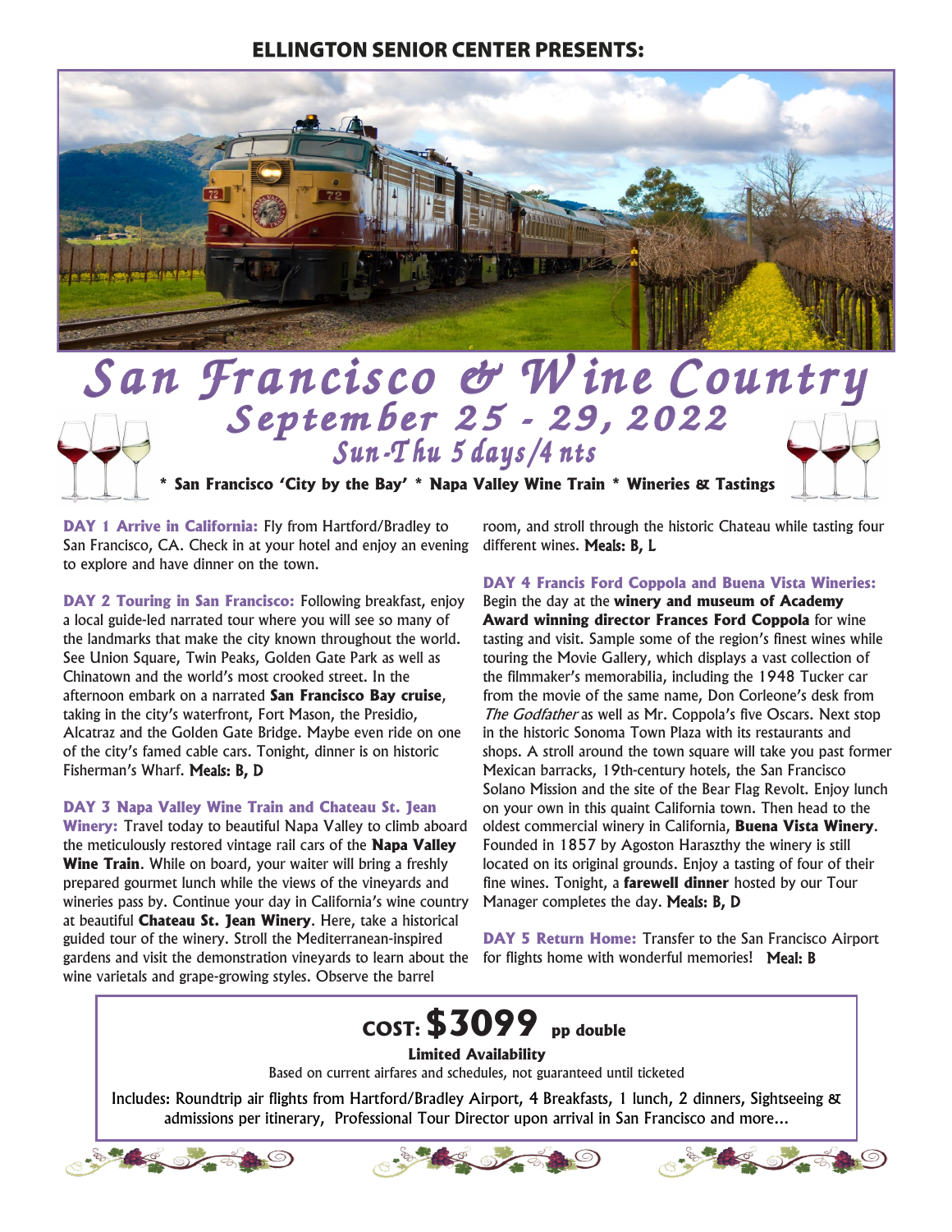**ELLINGTON SENIOR CENTER PRESENTS:**

# San Francisco & Wine Country

## September 25 - 29, 2022

### Sun-Thu 5 days/4 nts

**\* San Francisco 'City by the Bay' \* Napa Valley Wine Train \* Wineries & Tastings**

**DAY 1 Arrive in California:** Fly from Hartford/Bradley to San Francisco, CA. Check in at your hotel and enjoy an evening to explore and have dinner on the town.

**DAY 2 Touring in San Francisco:** Following breakfast, enjoy a local guide-led narrated tour where you will see so many of the landmarks that make the city known throughout the world. See Union Square, Twin Peaks, Golden Gate Park as well as Chinatown and the world's most crooked street. In the afternoon embark on a narrated **San Francisco Bay cruise**, taking in the city's waterfront, Fort Mason, the Presidio, Alcatraz and the Golden Gate Bridge. Maybe even ride on one of the city's famed cable cars. Tonight, dinner is on historic Fisherman's Wharf. **Meals: B, D**

**DAY 3 Napa Valley Wine Train and Chateau St. Jean Winery:** Travel today to beautiful Napa Valley to climb aboard the meticulously restored vintage rail cars of the **Napa Valley Wine Train**. While on board, your waiter will bring a freshly prepared gourmet lunch while the views of the vineyards and wineries pass by. Continue your day in California's wine country at beautiful **Chateau St. Jean Winery**. Here, take a historical guided tour of the winery. Stroll the Mediterranean-inspired gardens and visit the demonstration vineyards to learn about the wine varietals and grape-growing styles. Observe the barrel room, and stroll through the historic Chateau while tasting four different wines. **Meals: B, L**

**DAY 4 Francis Ford Coppola and Buena Vista Wineries:** Begin the day at the **winery and museum of Academy Award winning director Frances Ford Coppola** for wine tasting and visit. Sample some of the region's finest wines while touring the Movie Gallery, which displays a vast collection of the filmmaker's memorabilia, including the 1948 Tucker car from the movie of the same name, Don Corleone's desk from *The Godfather* as well as Mr. Coppola's five Oscars. Next stop in the historic Sonoma Town Plaza with its restaurants and shops. A stroll around the town square will take you past former Mexican barracks, 19th-century hotels, the San Francisco Solano Mission and the site of the Bear Flag Revolt. Enjoy lunch on your own in this quaint California town. Then head to the oldest commercial winery in California, **Buena Vista Winery**. Founded in 1857 by Agoston Haraszthy the winery is still located on its original grounds. Enjoy a tasting of four of their fine wines. Tonight, a **farewell dinner** hosted by our Tour Manager completes the day. **Meals: B, D**

**DAY 5 Return Home:** Transfer to the San Francisco Airport for flights home with wonderful memories! **Meal: B**

---

**COST: $3099 pp double**

**Limited Availability**

Based on current airfares and schedules, not guaranteed until ticketed

Includes: Roundtrip air flights from Hartford/Bradley Airport, 4 Breakfasts, 1 lunch, 2 dinners, Sightseeing & admissions per itinerary, Professional Tour Director upon arrival in San Francisco and more...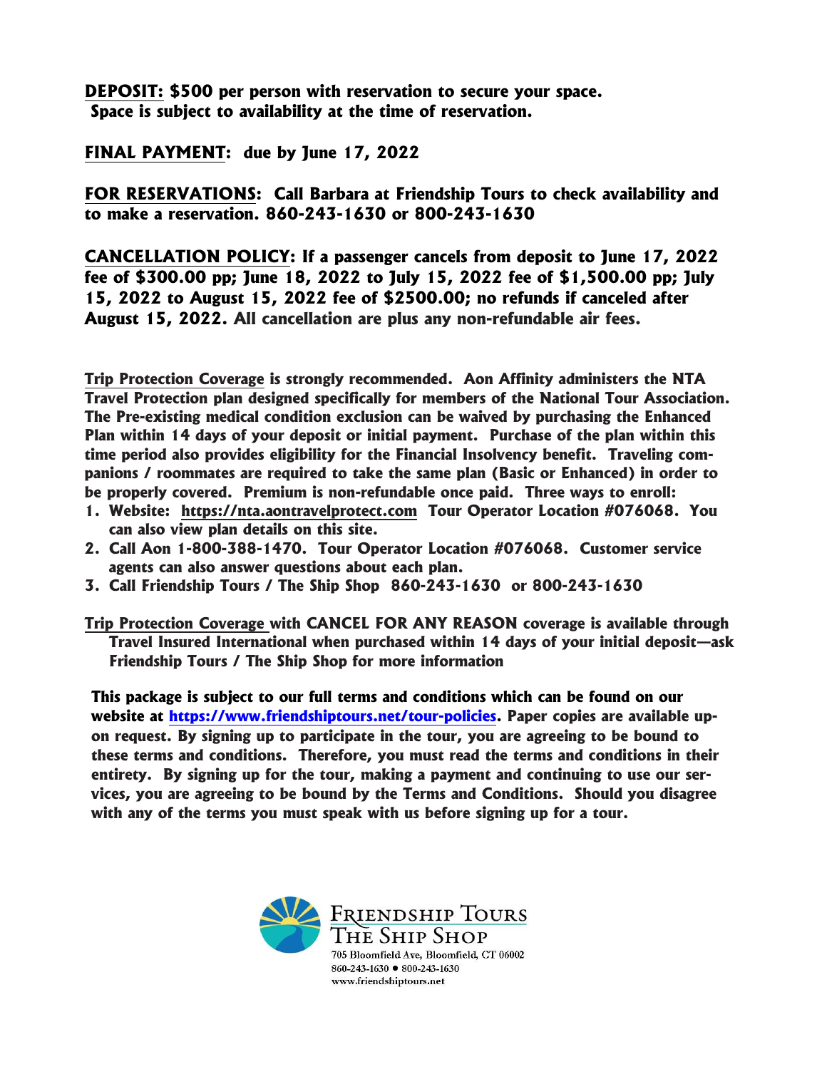**DEPOSIT:** **$500 per person with reservation to secure your space. Space is subject to availability at the time of reservation.**

**FINAL PAYMENT:** **due by June 17, 2022**

**FOR RESERVATIONS:** **Call Barbara at Friendship Tours to check availability and to make a reservation. 860-243-1630 or 800-243-1630**

**CANCELLATION POLICY:** **If a passenger cancels from deposit to June 17, 2022 fee of $300.00 pp; June 18, 2022 to July 15, 2022 fee of $1,500.00 pp; July 15, 2022 to August 15, 2022 fee of $2500.00; no refunds if canceled after August 15, 2022. All cancellation are plus any non-refundable air fees.**

**Trip Protection Coverage is strongly recommended. Aon Affinity administers the NTA Travel Protection plan designed specifically for members of the National Tour Association. The Pre-existing medical condition exclusion can be waived by purchasing the Enhanced Plan within 14 days of your deposit or initial payment. Purchase of the plan within this time period also provides eligibility for the Financial Insolvency benefit. Traveling companions / roommates are required to take the same plan (Basic or Enhanced) in order to be properly covered. Premium is non-refundable once paid. Three ways to enroll:**

1. **Website: https://nta.aontravelprotect.com Tour Operator Location #076068. You can also view plan details on this site.**
2. **Call Aon 1-800-388-1470. Tour Operator Location #076068. Customer service agents can also answer questions about each plan.**
3. **Call Friendship Tours / The Ship Shop 860-243-1630 or 800-243-1630**

**Trip Protection Coverage with CANCEL FOR ANY REASON coverage is available through Travel Insured International when purchased within 14 days of your initial deposit—ask Friendship Tours / The Ship Shop for more information**

**This package is subject to our full terms and conditions which can be found on our website at https://www.friendshiptours.net/tour-policies. Paper copies are available upon request. By signing up to participate in the tour, you are agreeing to be bound to these terms and conditions. Therefore, you must read the terms and conditions in their entirety. By signing up for the tour, making a payment and continuing to use our services, you are agreeing to be bound by the Terms and Conditions. Should you disagree with any of the terms you must speak with us before signing up for a tour.**

Friendship Tours
The Ship Shop
705 Bloomfield Ave, Bloomfield, CT 06002
860-243-1630 • 800-243-1630
www.friendshiptours.net